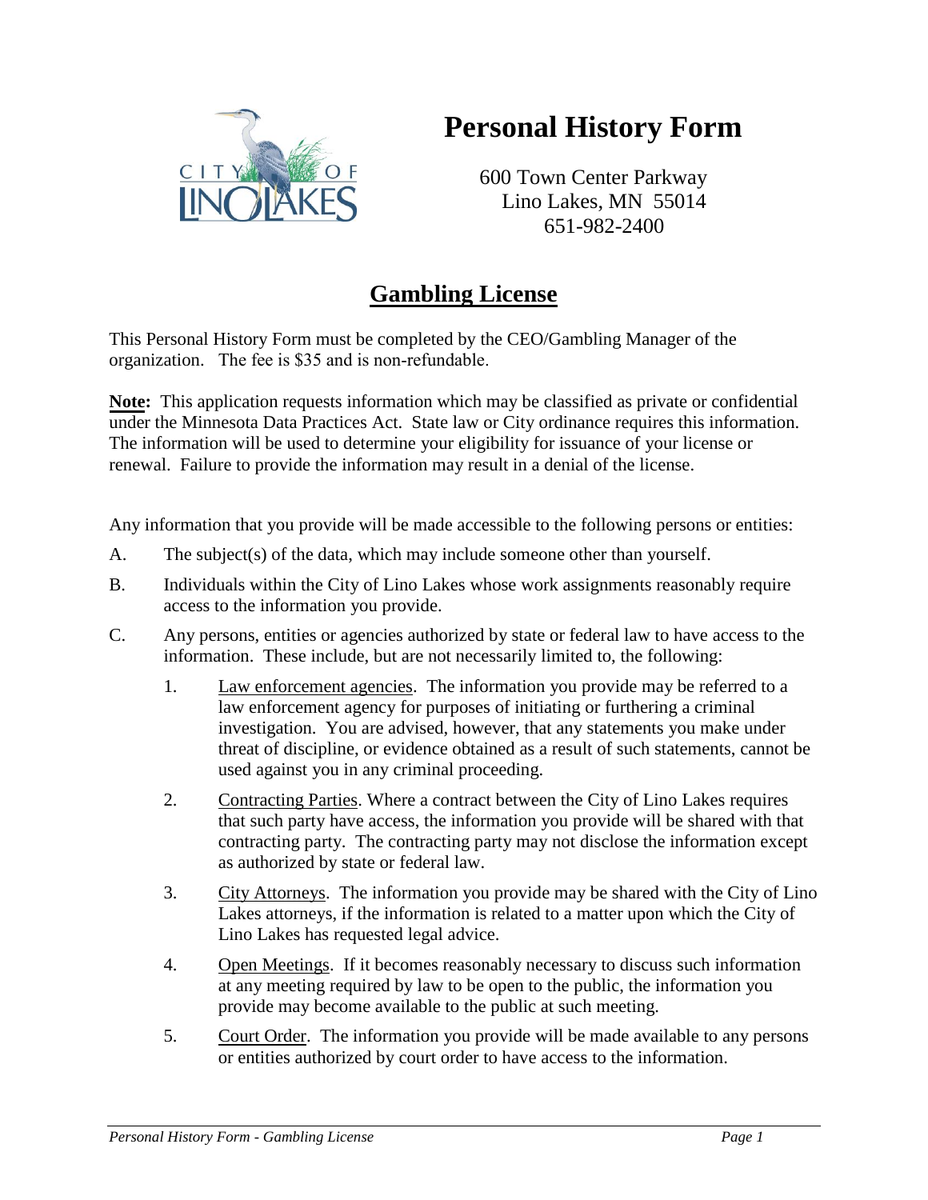# Personal History Form

600 Town Center Parkway
Lino Lakes, MN 55014
651-982-2400

## Gambling License

This Personal History Form must be completed by the CEO/Gambling Manager of the organization. The fee is $35 and is non-refundable.

**Note:** This application requests information which may be classified as private or confidential under the Minnesota Data Practices Act. State law or City ordinance requires this information. The information will be used to determine your eligibility for issuance of your license or renewal. Failure to provide the information may result in a denial of the license.

Any information that you provide will be made accessible to the following persons or entities:

A. The subject(s) of the data, which may include someone other than yourself.

B. Individuals within the City of Lino Lakes whose work assignments reasonably require access to the information you provide.

C. Any persons, entities or agencies authorized by state or federal law to have access to the information. These include, but are not necessarily limited to, the following:

1. Law enforcement agencies. The information you provide may be referred to a law enforcement agency for purposes of initiating or furthering a criminal investigation. You are advised, however, that any statements you make under threat of discipline, or evidence obtained as a result of such statements, cannot be used against you in any criminal proceeding.

2. Contracting Parties. Where a contract between the City of Lino Lakes requires that such party have access, the information you provide will be shared with that contracting party. The contracting party may not disclose the information except as authorized by state or federal law.

3. City Attorneys. The information you provide may be shared with the City of Lino Lakes attorneys, if the information is related to a matter upon which the City of Lino Lakes has requested legal advice.

4. Open Meetings. If it becomes reasonably necessary to discuss such information at any meeting required by law to be open to the public, the information you provide may become available to the public at such meeting.

5. Court Order. The information you provide will be made available to any persons or entities authorized by court order to have access to the information.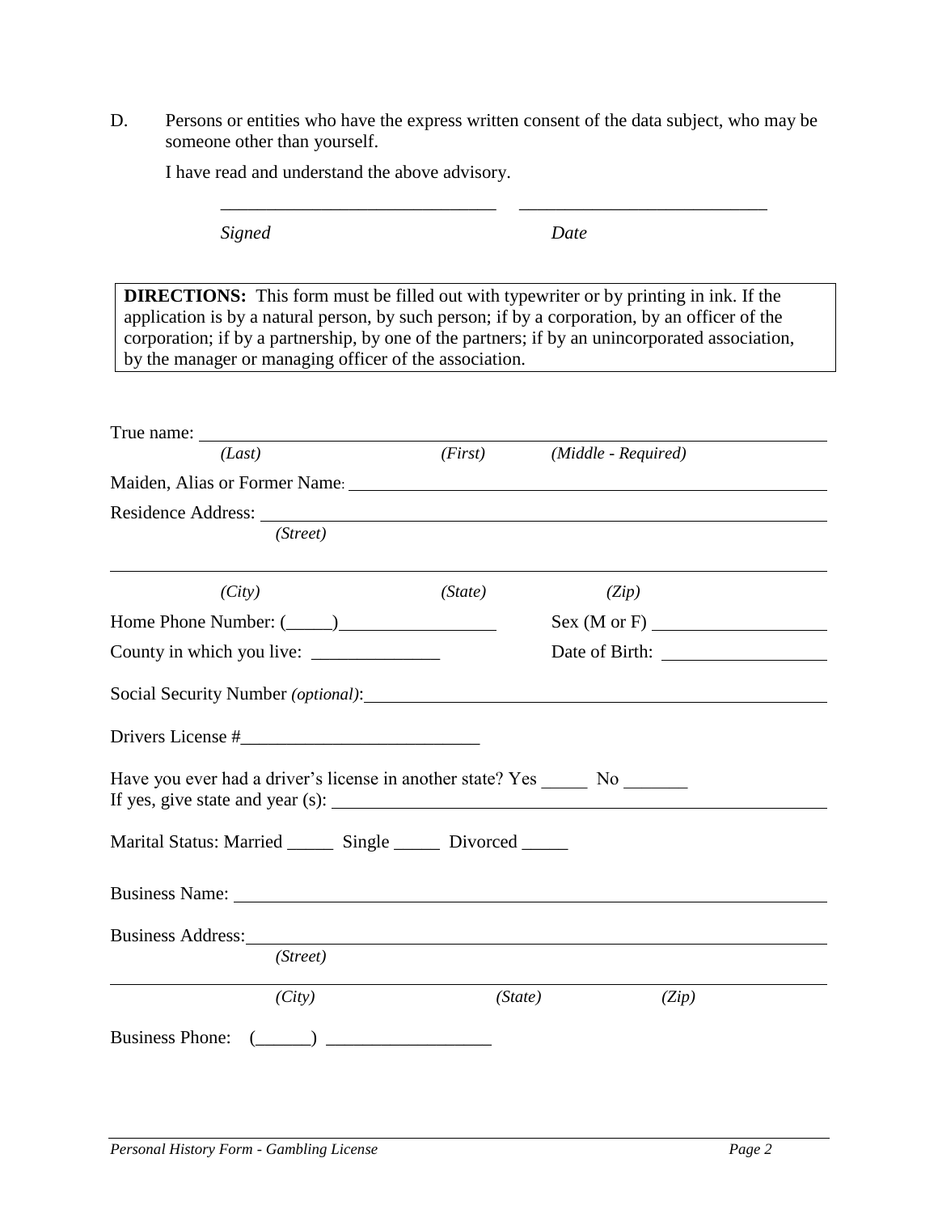D. Persons or entities who have the express written consent of the data subject, who may be someone other than yourself.

I have read and understand the above advisory.

_______________________________ ___________________________

*Signed* *Date*

**DIRECTIONS:** This form must be filled out with typewriter or by printing in ink. If the application is by a natural person, by such person; if by a corporation, by an officer of the corporation; if by a partnership, by one of the partners; if by an unincorporated association, by the manager or managing officer of the association.

True name: ______________________________________________________________

*(Last)* *(First)* *(Middle - Required)*

Maiden, Alias or Former Name: ____________________________________________

Residence Address: ____________________________________________________

*(Street)*

______________________________________________________________________

*(City)* *(State)* *(Zip)*

Home Phone Number: (_____)_________________ Sex (M or F) ________________

County in which you live: ______________ Date of Birth: ________________

Social Security Number *(optional)*: ____________________________________________

Drivers License #__________________________

Have you ever had a driver's license in another state? Yes _____ No _______
If yes, give state and year (s): __________________________________________

Marital Status: Married _____ Single _____ Divorced _____

Business Name: _______________________________________________________

Business Address: _____________________________________________________

*(Street)*

______________________________________________________________________

*(City)* *(State)* *(Zip)*

Business Phone: (______) __________________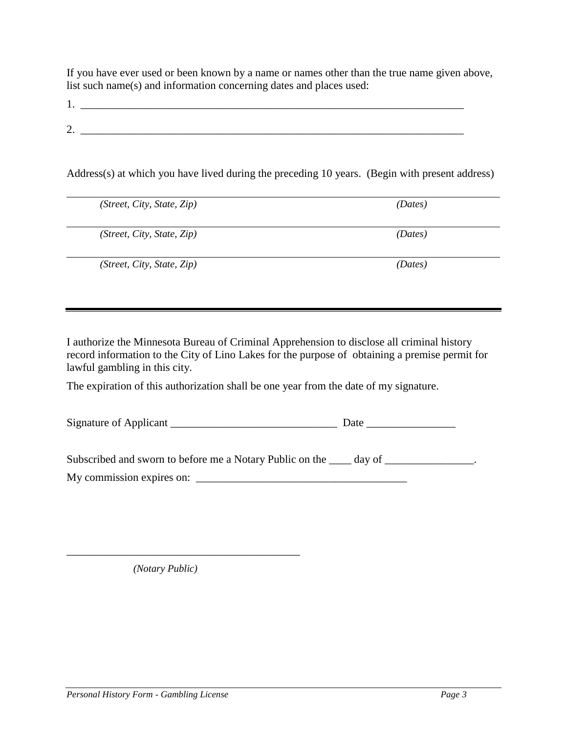If you have ever used or been known by a name or names other than the true name given above, list such name(s) and information concerning dates and places used:

1. ________________________________________________________________________

2. ________________________________________________________________________

Address(s) at which you have lived during the preceding 10 years. (Begin with present address)

______________________________________________________________________________
*(Street, City, State, Zip)* *(Dates)*

______________________________________________________________________________
*(Street, City, State, Zip)* *(Dates)*

______________________________________________________________________________
*(Street, City, State, Zip)* *(Dates)*

---

I authorize the Minnesota Bureau of Criminal Apprehension to disclose all criminal history record information to the City of Lino Lakes for the purpose of obtaining a premise permit for lawful gambling in this city.

The expiration of this authorization shall be one year from the date of my signature.

Signature of Applicant ______________________________ Date ________________

Subscribed and sworn to before me a Notary Public on the ____ day of ________________.

My commission expires on: _____________________________________

___________________________________________
*(Notary Public)*